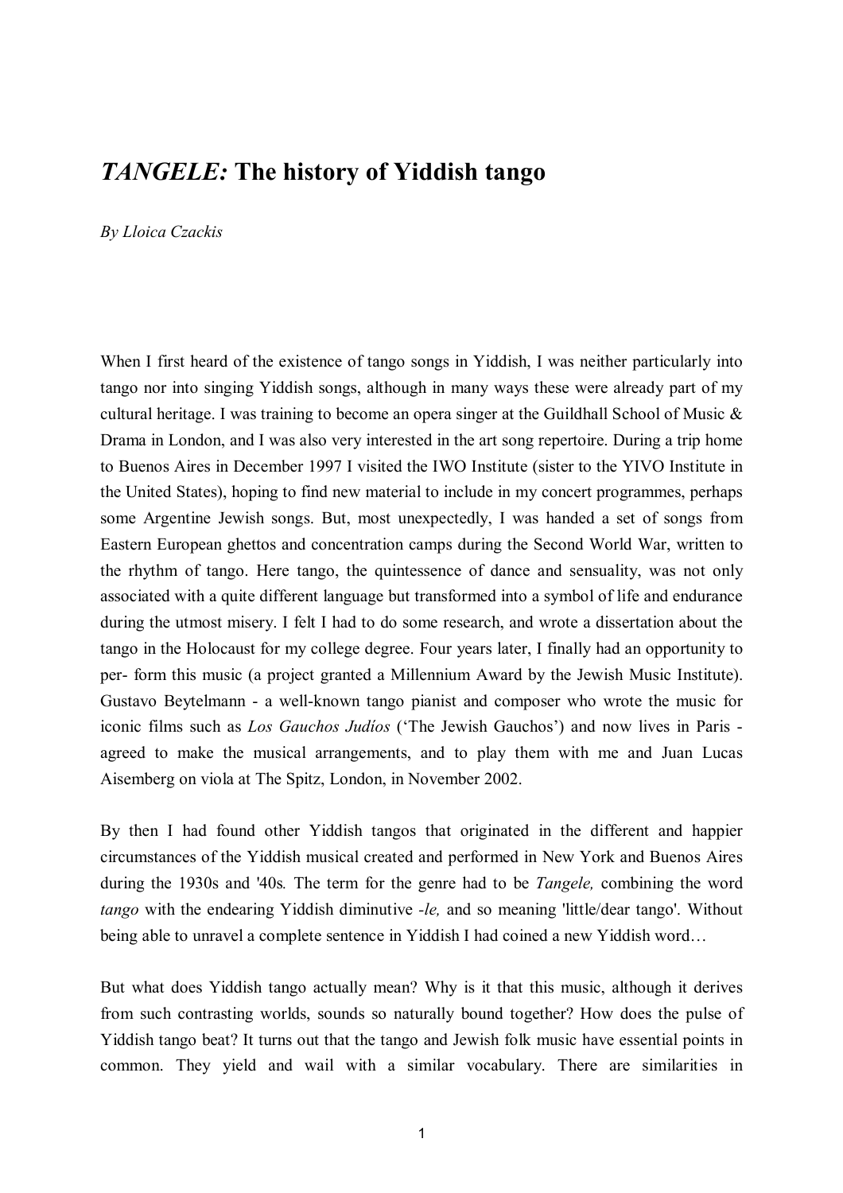# *TANGELE:* The history of Yiddish tango

*By Lloica Czackis*

When I first heard of the existence of tango songs in Yiddish, I was neither particularly into tango nor into singing Yiddish songs, although in many ways these were already part of my cultural heritage. I was training to become an opera singer at the Guildhall School of Music & Drama in London, and I was also very interested in the art song repertoire. During a trip home to Buenos Aires in December 1997 I visited the IWO Institute (sister to the YIVO Institute in the United States), hoping to find new material to include in my concert programmes, perhaps some Argentine Jewish songs. But, most unexpectedly, I was handed a set of songs from Eastern European ghettos and concentration camps during the Second World War, written to the rhythm of tango. Here tango, the quintessence of dance and sensuality, was not only associated with a quite different language but transformed into a symbol of life and endurance during the utmost misery. I felt I had to do some research, and wrote a dissertation about the tango in the Holocaust for my college degree. Four years later, I finally had an opportunity to per- form this music (a project granted a Millennium Award by the Jewish Music Institute). Gustavo Beytelmann - a well-known tango pianist and composer who wrote the music for iconic films such as *Los Gauchos Judíos* ('The Jewish Gauchos') and now lives in Paris - agreed to make the musical arrangements, and to play them with me and Juan Lucas Aisemberg on viola at The Spitz, London, in November 2002.

By then I had found other Yiddish tangos that originated in the different and happier circumstances of the Yiddish musical created and performed in New York and Buenos Aires during the 1930s and '40s. The term for the genre had to be *Tangele,* combining the word *tango* with the endearing Yiddish diminutive *-le,* and so meaning 'little/dear tango'. Without being able to unravel a complete sentence in Yiddish I had coined a new Yiddish word…

But what does Yiddish tango actually mean? Why is it that this music, although it derives from such contrasting worlds, sounds so naturally bound together? How does the pulse of Yiddish tango beat? It turns out that the tango and Jewish folk music have essential points in common. They yield and wail with a similar vocabulary. There are similarities in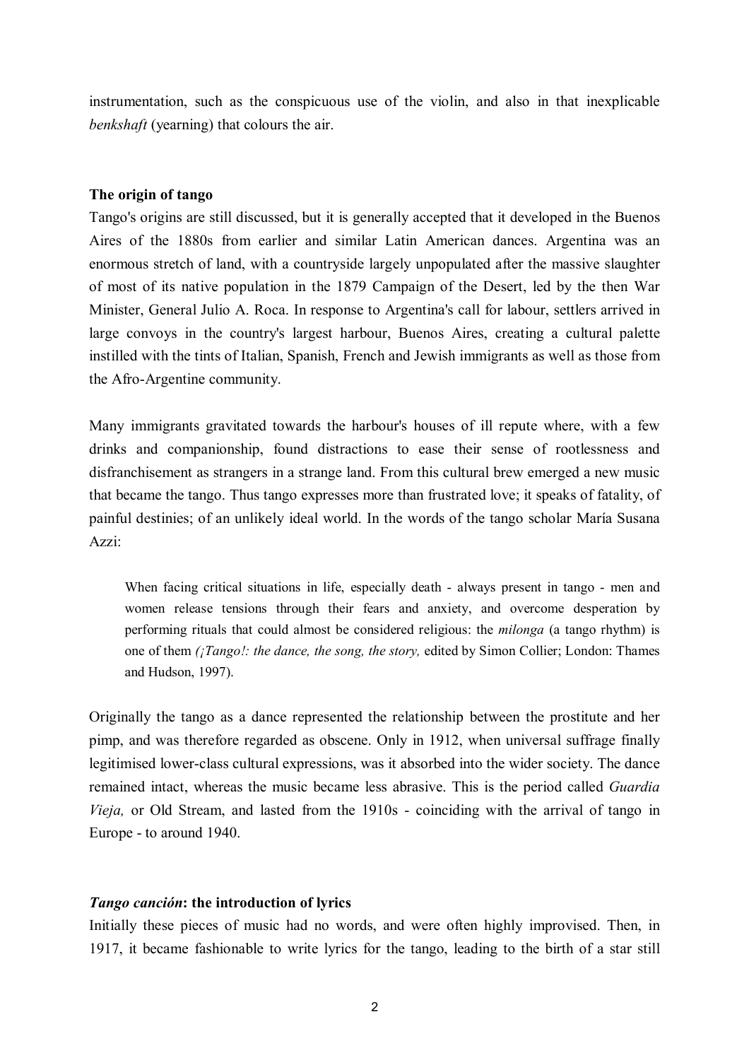instrumentation, such as the conspicuous use of the violin, and also in that inexplicable *benkshaft* (yearning) that colours the air.

**The origin of tango**

Tango's origins are still discussed, but it is generally accepted that it developed in the Buenos Aires of the 1880s from earlier and similar Latin American dances. Argentina was an enormous stretch of land, with a countryside largely unpopulated after the massive slaughter of most of its native population in the 1879 Campaign of the Desert, led by the then War Minister, General Julio A. Roca. In response to Argentina's call for labour, settlers arrived in large convoys in the country's largest harbour, Buenos Aires, creating a cultural palette instilled with the tints of Italian, Spanish, French and Jewish immigrants as well as those from the Afro-Argentine community.

Many immigrants gravitated towards the harbour's houses of ill repute where, with a few drinks and companionship, found distractions to ease their sense of rootlessness and disfranchisement as strangers in a strange land. From this cultural brew emerged a new music that became the tango. Thus tango expresses more than frustrated love; it speaks of fatality, of painful destinies; of an unlikely ideal world. In the words of the tango scholar María Susana Azzi:

> When facing critical situations in life, especially death - always present in tango - men and women release tensions through their fears and anxiety, and overcome desperation by performing rituals that could almost be considered religious: the *milonga* (a tango rhythm) is one of them *(¡Tango!: the dance, the song, the story,* edited by Simon Collier; London: Thames and Hudson, 1997).

Originally the tango as a dance represented the relationship between the prostitute and her pimp, and was therefore regarded as obscene. Only in 1912, when universal suffrage finally legitimised lower-class cultural expressions, was it absorbed into the wider society. The dance remained intact, whereas the music became less abrasive. This is the period called *Guardia Vieja,* or Old Stream, and lasted from the 1910s - coinciding with the arrival of tango in Europe - to around 1940.

***Tango canción*: the introduction of lyrics**

Initially these pieces of music had no words, and were often highly improvised. Then, in 1917, it became fashionable to write lyrics for the tango, leading to the birth of a star still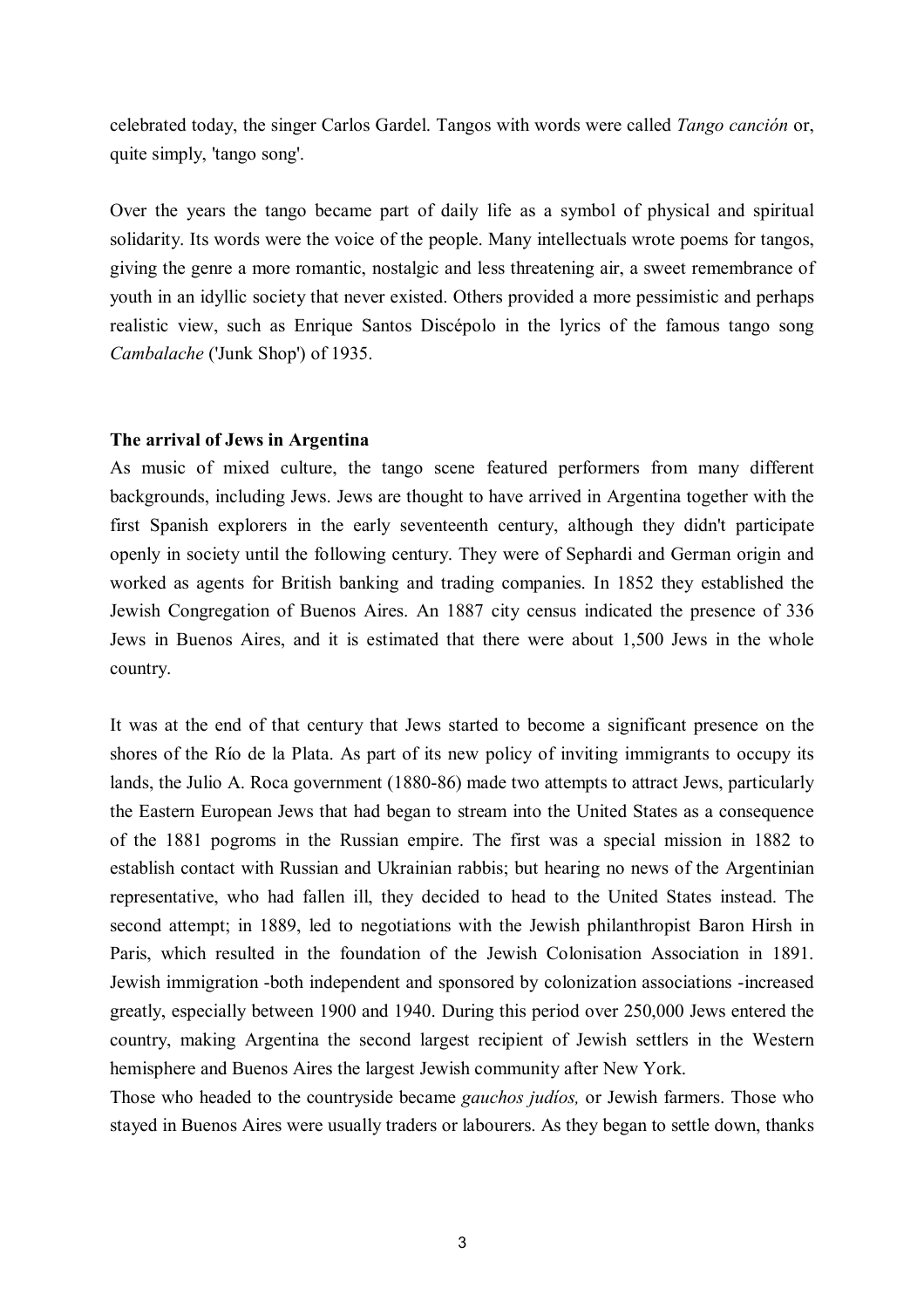celebrated today, the singer Carlos Gardel. Tangos with words were called *Tango canción* or, quite simply, 'tango song'.

Over the years the tango became part of daily life as a symbol of physical and spiritual solidarity. Its words were the voice of the people. Many intellectuals wrote poems for tangos, giving the genre a more romantic, nostalgic and less threatening air, a sweet remembrance of youth in an idyllic society that never existed. Others provided a more pessimistic and perhaps realistic view, such as Enrique Santos Discépolo in the lyrics of the famous tango song *Cambalache* ('Junk Shop') of 1935.

**The arrival of Jews in Argentina**

As music of mixed culture, the tango scene featured performers from many different backgrounds, including Jews. Jews are thought to have arrived in Argentina together with the first Spanish explorers in the early seventeenth century, although they didn't participate openly in society until the following century. They were of Sephardi and German origin and worked as agents for British banking and trading companies. In 1852 they established the Jewish Congregation of Buenos Aires. An 1887 city census indicated the presence of 336 Jews in Buenos Aires, and it is estimated that there were about 1,500 Jews in the whole country.

It was at the end of that century that Jews started to become a significant presence on the shores of the Río de la Plata. As part of its new policy of inviting immigrants to occupy its lands, the Julio A. Roca government (1880-86) made two attempts to attract Jews, particularly the Eastern European Jews that had began to stream into the United States as a consequence of the 1881 pogroms in the Russian empire. The first was a special mission in 1882 to establish contact with Russian and Ukrainian rabbis; but hearing no news of the Argentinian representative, who had fallen ill, they decided to head to the United States instead. The second attempt; in 1889, led to negotiations with the Jewish philanthropist Baron Hirsh in Paris, which resulted in the foundation of the Jewish Colonisation Association in 1891. Jewish immigration -both independent and sponsored by colonization associations -increased greatly, especially between 1900 and 1940. During this period over 250,000 Jews entered the country, making Argentina the second largest recipient of Jewish settlers in the Western hemisphere and Buenos Aires the largest Jewish community after New York.

Those who headed to the countryside became *gauchos judíos,* or Jewish farmers. Those who stayed in Buenos Aires were usually traders or labourers. As they began to settle down, thanks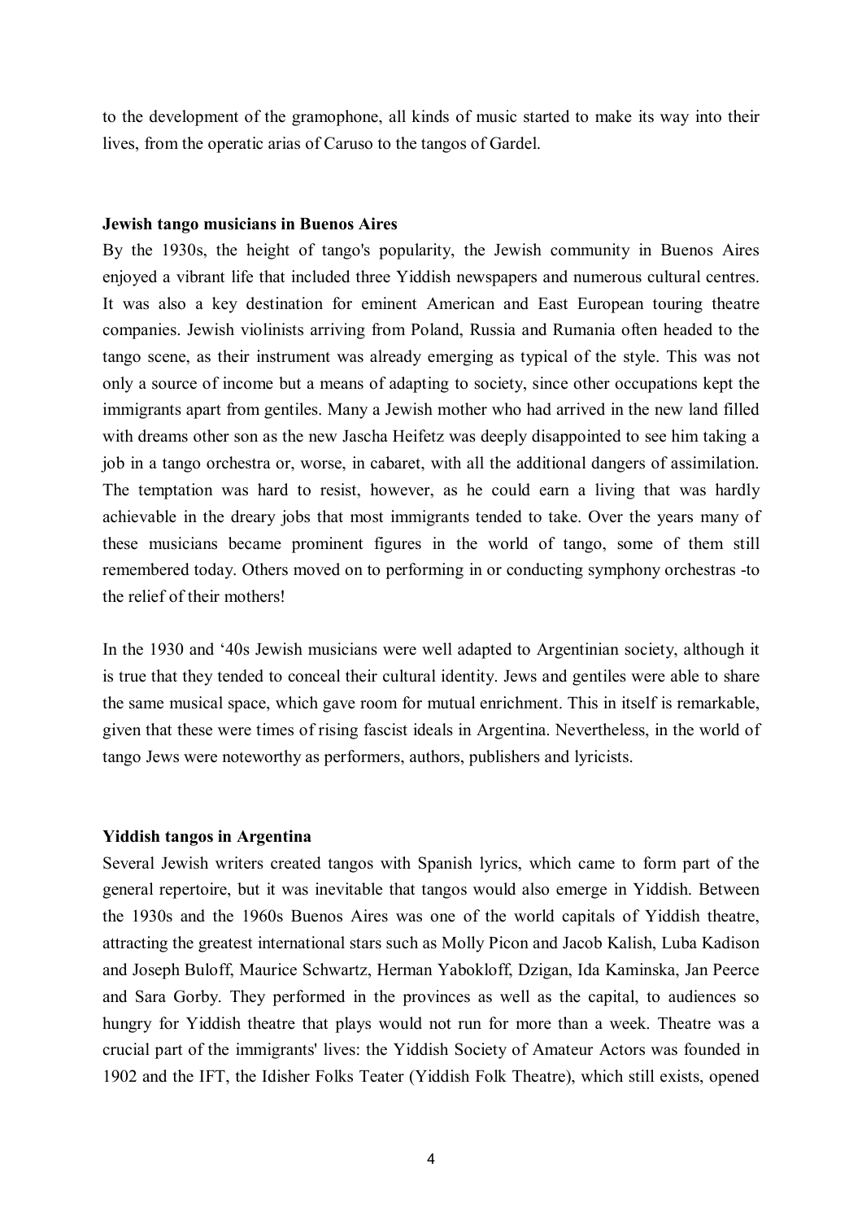to the development of the gramophone, all kinds of music started to make its way into their lives, from the operatic arias of Caruso to the tangos of Gardel.

**Jewish tango musicians in Buenos Aires**

By the 1930s, the height of tango's popularity, the Jewish community in Buenos Aires enjoyed a vibrant life that included three Yiddish newspapers and numerous cultural centres. It was also a key destination for eminent American and East European touring theatre companies. Jewish violinists arriving from Poland, Russia and Rumania often headed to the tango scene, as their instrument was already emerging as typical of the style. This was not only a source of income but a means of adapting to society, since other occupations kept the immigrants apart from gentiles. Many a Jewish mother who had arrived in the new land filled with dreams other son as the new Jascha Heifetz was deeply disappointed to see him taking a job in a tango orchestra or, worse, in cabaret, with all the additional dangers of assimilation. The temptation was hard to resist, however, as he could earn a living that was hardly achievable in the dreary jobs that most immigrants tended to take. Over the years many of these musicians became prominent figures in the world of tango, some of them still remembered today. Others moved on to performing in or conducting symphony orchestras -to the relief of their mothers!

In the 1930 and '40s Jewish musicians were well adapted to Argentinian society, although it is true that they tended to conceal their cultural identity. Jews and gentiles were able to share the same musical space, which gave room for mutual enrichment. This in itself is remarkable, given that these were times of rising fascist ideals in Argentina. Nevertheless, in the world of tango Jews were noteworthy as performers, authors, publishers and lyricists.

**Yiddish tangos in Argentina**

Several Jewish writers created tangos with Spanish lyrics, which came to form part of the general repertoire, but it was inevitable that tangos would also emerge in Yiddish. Between the 1930s and the 1960s Buenos Aires was one of the world capitals of Yiddish theatre, attracting the greatest international stars such as Molly Picon and Jacob Kalish, Luba Kadison and Joseph Buloff, Maurice Schwartz, Herman Yabokloff, Dzigan, Ida Kaminska, Jan Peerce and Sara Gorby. They performed in the provinces as well as the capital, to audiences so hungry for Yiddish theatre that plays would not run for more than a week. Theatre was a crucial part of the immigrants' lives: the Yiddish Society of Amateur Actors was founded in 1902 and the IFT, the Idisher Folks Teater (Yiddish Folk Theatre), which still exists, opened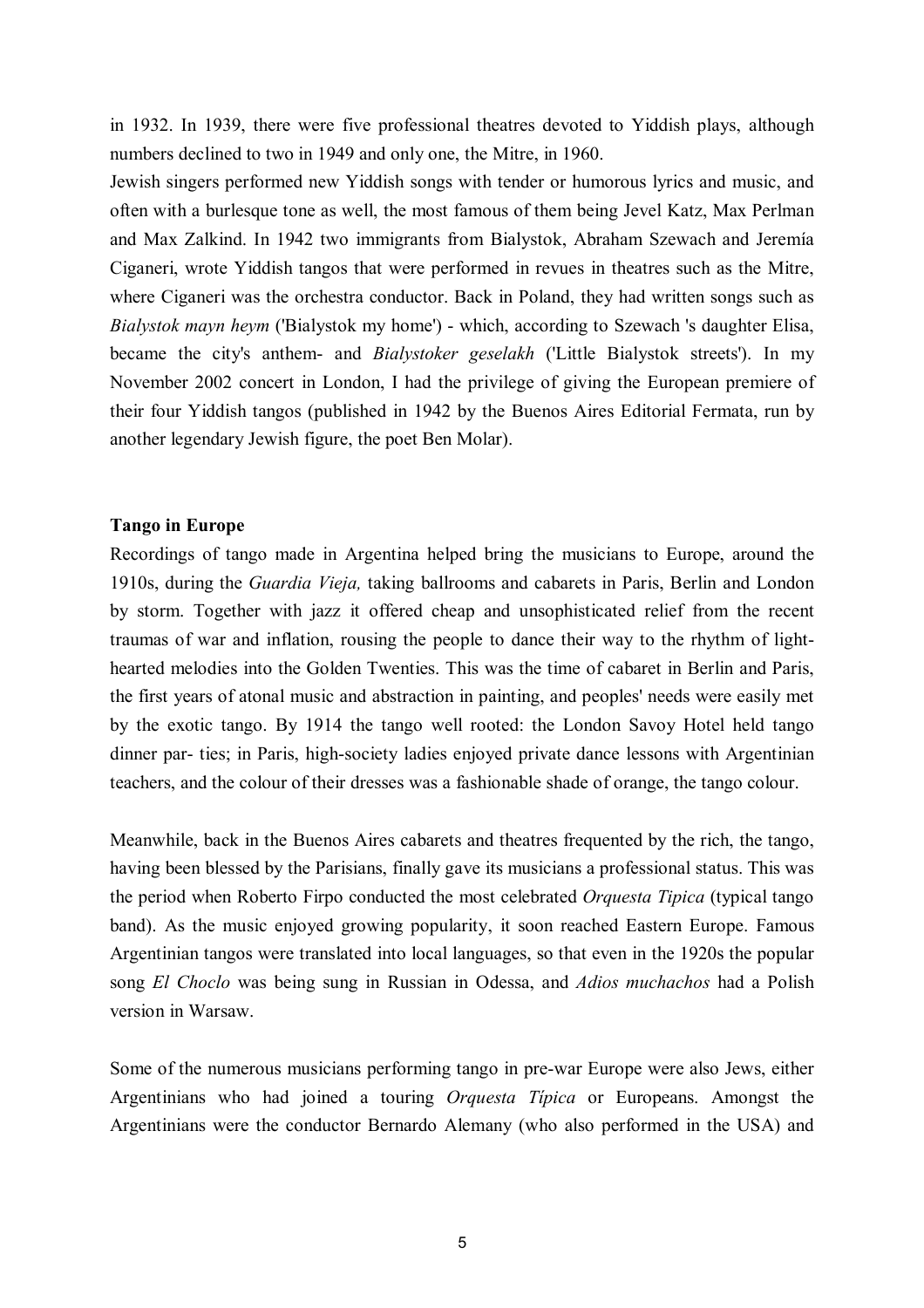in 1932. In 1939, there were five professional theatres devoted to Yiddish plays, although numbers declined to two in 1949 and only one, the Mitre, in 1960.

Jewish singers performed new Yiddish songs with tender or humorous lyrics and music, and often with a burlesque tone as well, the most famous of them being Jevel Katz, Max Perlman and Max Zalkind. In 1942 two immigrants from Bialystok, Abraham Szewach and Jeremía Ciganeri, wrote Yiddish tangos that were performed in revues in theatres such as the Mitre, where Ciganeri was the orchestra conductor. Back in Poland, they had written songs such as *Bialystok mayn heym* ('Bialystok my home') - which, according to Szewach 's daughter Elisa, became the city's anthem- and *Bialystoker geselakh* ('Little Bialystok streets'). In my November 2002 concert in London, I had the privilege of giving the European premiere of their four Yiddish tangos (published in 1942 by the Buenos Aires Editorial Fermata, run by another legendary Jewish figure, the poet Ben Molar).

**Tango in Europe**

Recordings of tango made in Argentina helped bring the musicians to Europe, around the 1910s, during the *Guardia Vieja,* taking ballrooms and cabarets in Paris, Berlin and London by storm. Together with jazz it offered cheap and unsophisticated relief from the recent traumas of war and inflation, rousing the people to dance their way to the rhythm of light-hearted melodies into the Golden Twenties. This was the time of cabaret in Berlin and Paris, the first years of atonal music and abstraction in painting, and peoples' needs were easily met by the exotic tango. By 1914 the tango well rooted: the London Savoy Hotel held tango dinner par- ties; in Paris, high-society ladies enjoyed private dance lessons with Argentinian teachers, and the colour of their dresses was a fashionable shade of orange, the tango colour.

Meanwhile, back in the Buenos Aires cabarets and theatres frequented by the rich, the tango, having been blessed by the Parisians, finally gave its musicians a professional status. This was the period when Roberto Firpo conducted the most celebrated *Orquesta Tipica* (typical tango band). As the music enjoyed growing popularity, it soon reached Eastern Europe. Famous Argentinian tangos were translated into local languages, so that even in the 1920s the popular song *El Choclo* was being sung in Russian in Odessa, and *Adios muchachos* had a Polish version in Warsaw.

Some of the numerous musicians performing tango in pre-war Europe were also Jews, either Argentinians who had joined a touring *Orquesta Típica* or Europeans. Amongst the Argentinians were the conductor Bernardo Alemany (who also performed in the USA) and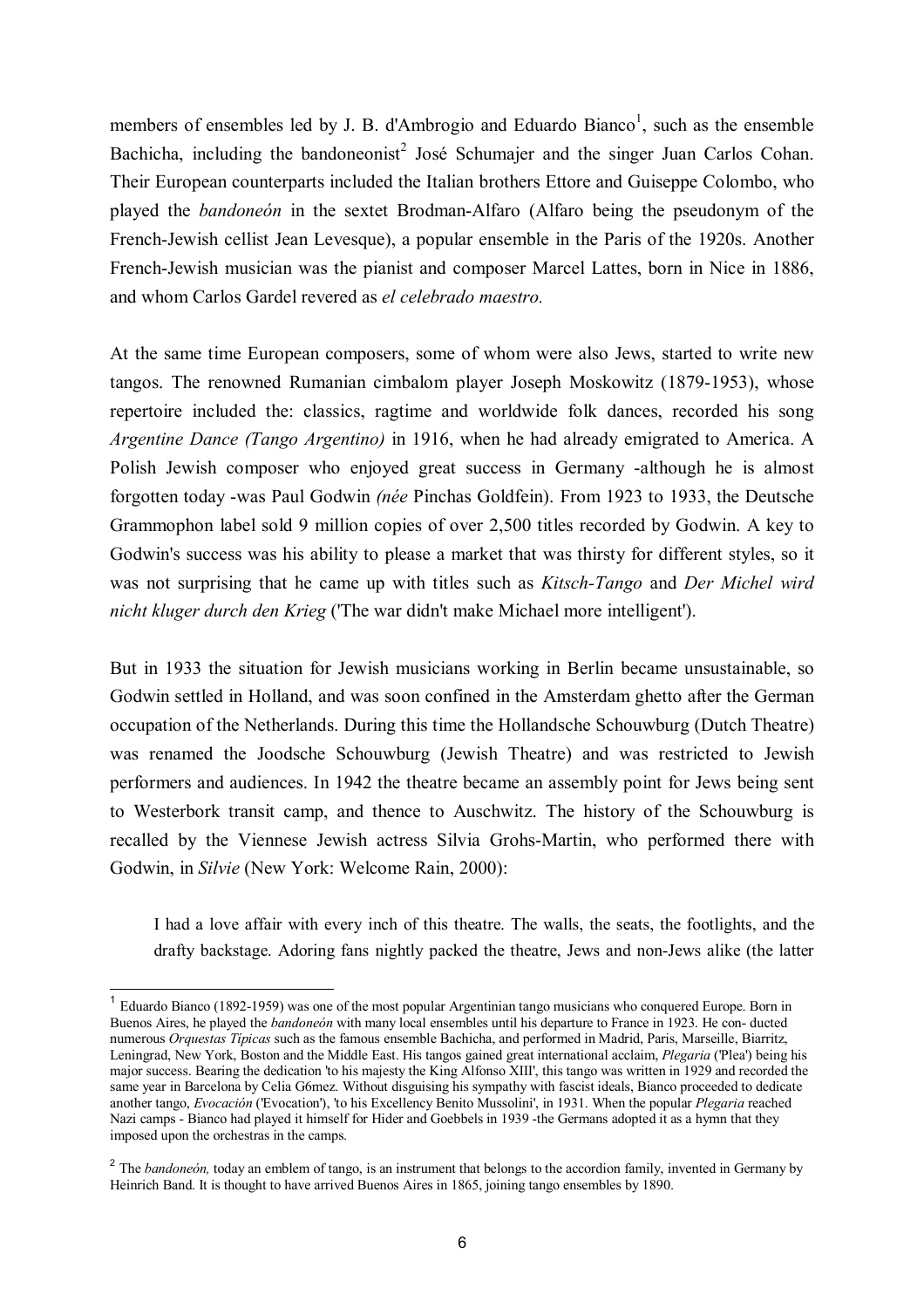members of ensembles led by J. B. d'Ambrogio and Eduardo Bianco[1], such as the ensemble Bachicha, including the bandoneonist[2] José Schumajer and the singer Juan Carlos Cohan. Their European counterparts included the Italian brothers Ettore and Guiseppe Colombo, who played the *bandoneón* in the sextet Brodman-Alfaro (Alfaro being the pseudonym of the French-Jewish cellist Jean Levesque), a popular ensemble in the Paris of the 1920s. Another French-Jewish musician was the pianist and composer Marcel Lattes, born in Nice in 1886, and whom Carlos Gardel revered as *el celebrado maestro.*

At the same time European composers, some of whom were also Jews, started to write new tangos. The renowned Rumanian cimbalom player Joseph Moskowitz (1879-1953), whose repertoire included the: classics, ragtime and worldwide folk dances, recorded his song *Argentine Dance (Tango Argentino)* in 1916, when he had already emigrated to America. A Polish Jewish composer who enjoyed great success in Germany -although he is almost forgotten today -was Paul Godwin *(née* Pinchas Goldfein). From 1923 to 1933, the Deutsche Grammophon label sold 9 million copies of over 2,500 titles recorded by Godwin. A key to Godwin's success was his ability to please a market that was thirsty for different styles, so it was not surprising that he came up with titles such as *Kitsch-Tango* and *Der Michel wird nicht kluger durch den Krieg* ('The war didn't make Michael more intelligent').

But in 1933 the situation for Jewish musicians working in Berlin became unsustainable, so Godwin settled in Holland, and was soon confined in the Amsterdam ghetto after the German occupation of the Netherlands. During this time the Hollandsche Schouwburg (Dutch Theatre) was renamed the Joodsche Schouwburg (Jewish Theatre) and was restricted to Jewish performers and audiences. In 1942 the theatre became an assembly point for Jews being sent to Westerbork transit camp, and thence to Auschwitz. The history of the Schouwburg is recalled by the Viennese Jewish actress Silvia Grohs-Martin, who performed there with Godwin, in *Silvie* (New York: Welcome Rain, 2000):

> I had a love affair with every inch of this theatre. The walls, the seats, the footlights, and the drafty backstage. Adoring fans nightly packed the theatre, Jews and non-Jews alike (the latter

---

[1] Eduardo Bianco (1892-1959) was one of the most popular Argentinian tango musicians who conquered Europe. Born in Buenos Aires, he played the *bandoneón* with many local ensembles until his departure to France in 1923. He con- ducted numerous *Orquestas Típicas* such as the famous ensemble Bachicha, and performed in Madrid, Paris, Marseille, Biarritz, Leningrad, New York, Boston and the Middle East. His tangos gained great international acclaim, *Plegaria* ('Plea') being his major success. Bearing the dedication 'to his majesty the King Alfonso XIII', this tango was written in 1929 and recorded the same year in Barcelona by Celia G6mez. Without disguising his sympathy with fascist ideals, Bianco proceeded to dedicate another tango, *Evocación* ('Evocation'), 'to his Excellency Benito Mussolini', in 1931. When the popular *Plegaria* reached Nazi camps - Bianco had played it himself for Hider and Goebbels in 1939 -the Germans adopted it as a hymn that they imposed upon the orchestras in the camps.

[2] The *bandoneón,* today an emblem of tango, is an instrument that belongs to the accordion family, invented in Germany by Heinrich Band. It is thought to have arrived Buenos Aires in 1865, joining tango ensembles by 1890.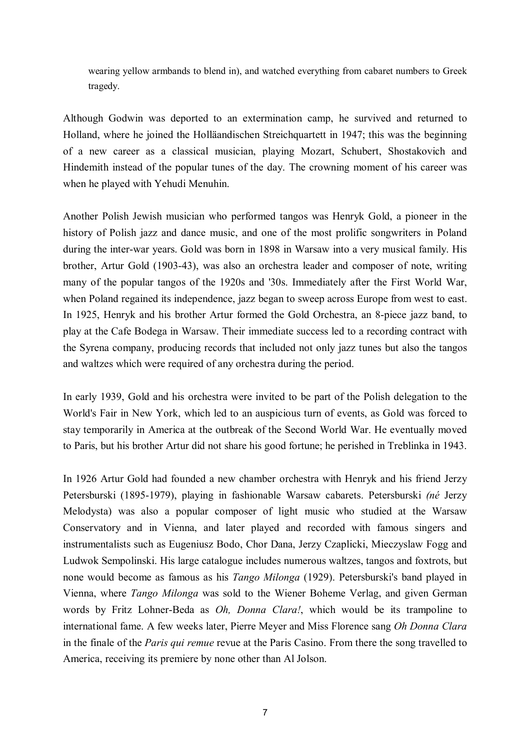> wearing yellow armbands to blend in), and watched everything from cabaret numbers to Greek tragedy.

Although Godwin was deported to an extermination camp, he survived and returned to Holland, where he joined the Holläandischen Streichquartett in 1947; this was the beginning of a new career as a classical musician, playing Mozart, Schubert, Shostakovich and Hindemith instead of the popular tunes of the day. The crowning moment of his career was when he played with Yehudi Menuhin.

Another Polish Jewish musician who performed tangos was Henryk Gold, a pioneer in the history of Polish jazz and dance music, and one of the most prolific songwriters in Poland during the inter-war years. Gold was born in 1898 in Warsaw into a very musical family. His brother, Artur Gold (1903-43), was also an orchestra leader and composer of note, writing many of the popular tangos of the 1920s and '30s. Immediately after the First World War, when Poland regained its independence, jazz began to sweep across Europe from west to east. In 1925, Henryk and his brother Artur formed the Gold Orchestra, an 8-piece jazz band, to play at the Cafe Bodega in Warsaw. Their immediate success led to a recording contract with the Syrena company, producing records that included not only jazz tunes but also the tangos and waltzes which were required of any orchestra during the period.

In early 1939, Gold and his orchestra were invited to be part of the Polish delegation to the World's Fair in New York, which led to an auspicious turn of events, as Gold was forced to stay temporarily in America at the outbreak of the Second World War. He eventually moved to Paris, but his brother Artur did not share his good fortune; he perished in Treblinka in 1943.

In 1926 Artur Gold had founded a new chamber orchestra with Henryk and his friend Jerzy Petersburski (1895-1979), playing in fashionable Warsaw cabarets. Petersburski *(né* Jerzy Melodysta) was also a popular composer of light music who studied at the Warsaw Conservatory and in Vienna, and later played and recorded with famous singers and instrumentalists such as Eugeniusz Bodo, Chor Dana, Jerzy Czaplicki, Mieczyslaw Fogg and Ludwok Sempolinski. His large catalogue includes numerous waltzes, tangos and foxtrots, but none would become as famous as his *Tango Milonga* (1929). Petersburski's band played in Vienna, where *Tango Milonga* was sold to the Wiener Boheme Verlag, and given German words by Fritz Lohner-Beda as *Oh, Donna Clara!*, which would be its trampoline to international fame. A few weeks later, Pierre Meyer and Miss Florence sang *Oh Donna Clara* in the finale of the *Paris qui remue* revue at the Paris Casino. From there the song travelled to America, receiving its premiere by none other than Al Jolson.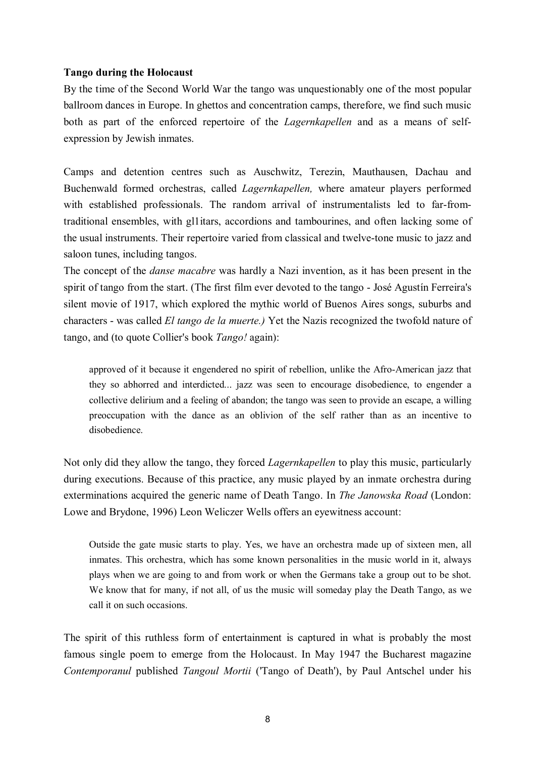**Tango during the Holocaust**

By the time of the Second World War the tango was unquestionably one of the most popular ballroom dances in Europe. In ghettos and concentration camps, therefore, we find such music both as part of the enforced repertoire of the *Lagernkapellen* and as a means of self-expression by Jewish inmates.

Camps and detention centres such as Auschwitz, Terezin, Mauthausen, Dachau and Buchenwald formed orchestras, called *Lagernkapellen,* where amateur players performed with established professionals. The random arrival of instrumentalists led to far-from-traditional ensembles, with gl1itars, accordions and tambourines, and often lacking some of the usual instruments. Their repertoire varied from classical and twelve-tone music to jazz and saloon tunes, including tangos.

The concept of the *danse macabre* was hardly a Nazi invention, as it has been present in the spirit of tango from the start. (The first film ever devoted to the tango - José Agustín Ferreira's silent movie of 1917, which explored the mythic world of Buenos Aires songs, suburbs and characters - was called *El tango de la muerte.)* Yet the Nazis recognized the twofold nature of tango, and (to quote Collier's book *Tango!* again):

> approved of it because it engendered no spirit of rebellion, unlike the Afro-American jazz that they so abhorred and interdicted... jazz was seen to encourage disobedience, to engender a collective delirium and a feeling of abandon; the tango was seen to provide an escape, a willing preoccupation with the dance as an oblivion of the self rather than as an incentive to disobedience.

Not only did they allow the tango, they forced *Lagernkapellen* to play this music, particularly during executions. Because of this practice, any music played by an inmate orchestra during exterminations acquired the generic name of Death Tango. In *The Janowska Road* (London: Lowe and Brydone, 1996) Leon Weliczer Wells offers an eyewitness account:

> Outside the gate music starts to play. Yes, we have an orchestra made up of sixteen men, all inmates. This orchestra, which has some known personalities in the music world in it, always plays when we are going to and from work or when the Germans take a group out to be shot. We know that for many, if not all, of us the music will someday play the Death Tango, as we call it on such occasions.

The spirit of this ruthless form of entertainment is captured in what is probably the most famous single poem to emerge from the Holocaust. In May 1947 the Bucharest magazine *Contemporanul* published *Tangoul Mortii* ('Tango of Death'), by Paul Antschel under his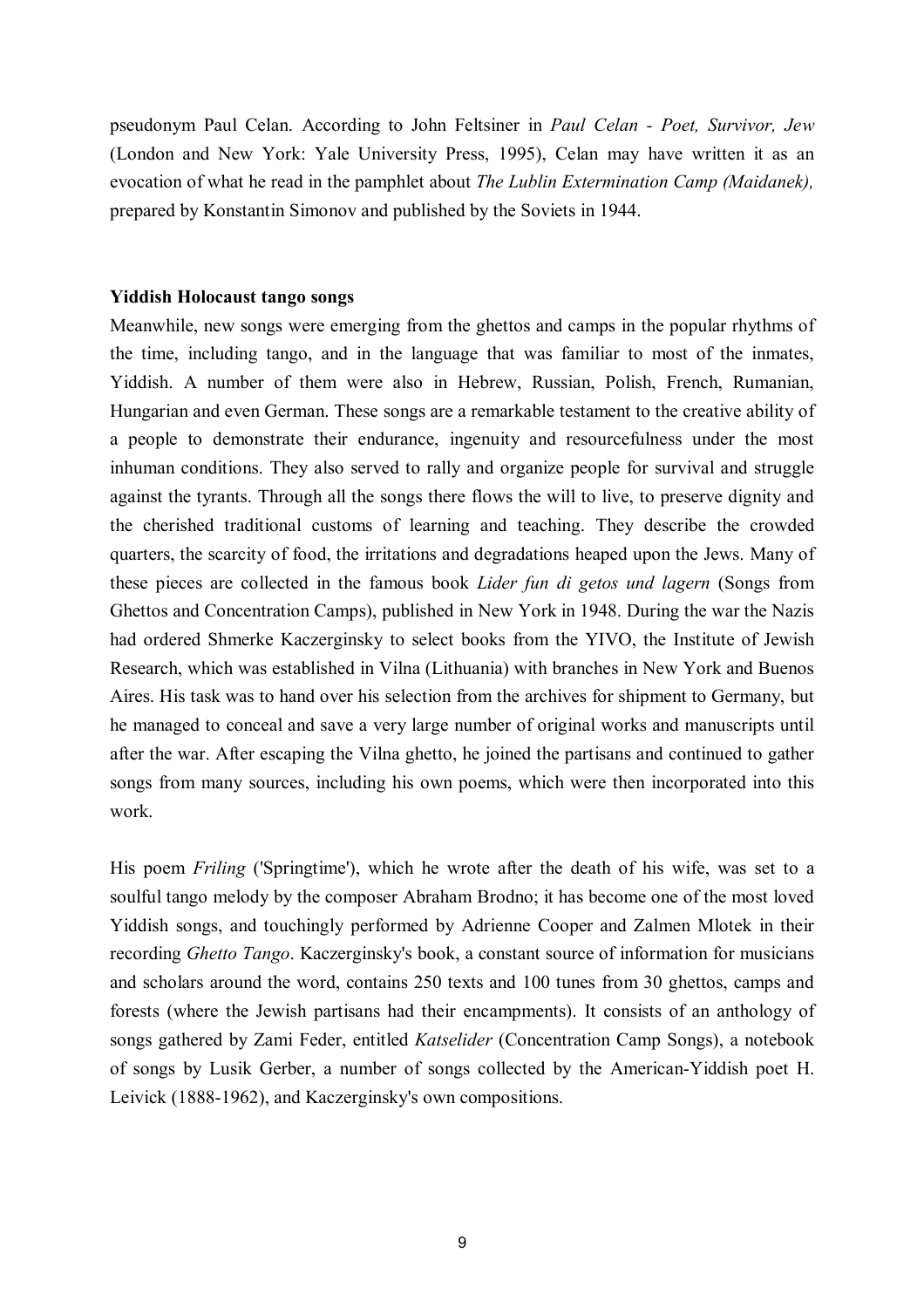pseudonym Paul Celan. According to John Feltsiner in *Paul Celan - Poet, Survivor, Jew* (London and New York: Yale University Press, 1995), Celan may have written it as an evocation of what he read in the pamphlet about *The Lublin Extermination Camp (Maidanek),* prepared by Konstantin Simonov and published by the Soviets in 1944.

**Yiddish Holocaust tango songs**

Meanwhile, new songs were emerging from the ghettos and camps in the popular rhythms of the time, including tango, and in the language that was familiar to most of the inmates, Yiddish. A number of them were also in Hebrew, Russian, Polish, French, Rumanian, Hungarian and even German. These songs are a remarkable testament to the creative ability of a people to demonstrate their endurance, ingenuity and resourcefulness under the most inhuman conditions. They also served to rally and organize people for survival and struggle against the tyrants. Through all the songs there flows the will to live, to preserve dignity and the cherished traditional customs of learning and teaching. They describe the crowded quarters, the scarcity of food, the irritations and degradations heaped upon the Jews. Many of these pieces are collected in the famous book *Lider fun di getos und lagern* (Songs from Ghettos and Concentration Camps), published in New York in 1948. During the war the Nazis had ordered Shmerke Kaczerginsky to select books from the YIVO, the Institute of Jewish Research, which was established in Vilna (Lithuania) with branches in New York and Buenos Aires. His task was to hand over his selection from the archives for shipment to Germany, but he managed to conceal and save a very large number of original works and manuscripts until after the war. After escaping the Vilna ghetto, he joined the partisans and continued to gather songs from many sources, including his own poems, which were then incorporated into this work.

His poem *Friling* ('Springtime'), which he wrote after the death of his wife, was set to a soulful tango melody by the composer Abraham Brodno; it has become one of the most loved Yiddish songs, and touchingly performed by Adrienne Cooper and Zalmen Mlotek in their recording *Ghetto Tango*. Kaczerginsky's book, a constant source of information for musicians and scholars around the word, contains 250 texts and 100 tunes from 30 ghettos, camps and forests (where the Jewish partisans had their encampments). It consists of an anthology of songs gathered by Zami Feder, entitled *Katselider* (Concentration Camp Songs), a notebook of songs by Lusik Gerber, a number of songs collected by the American-Yiddish poet H. Leivick (1888-1962), and Kaczerginsky's own compositions.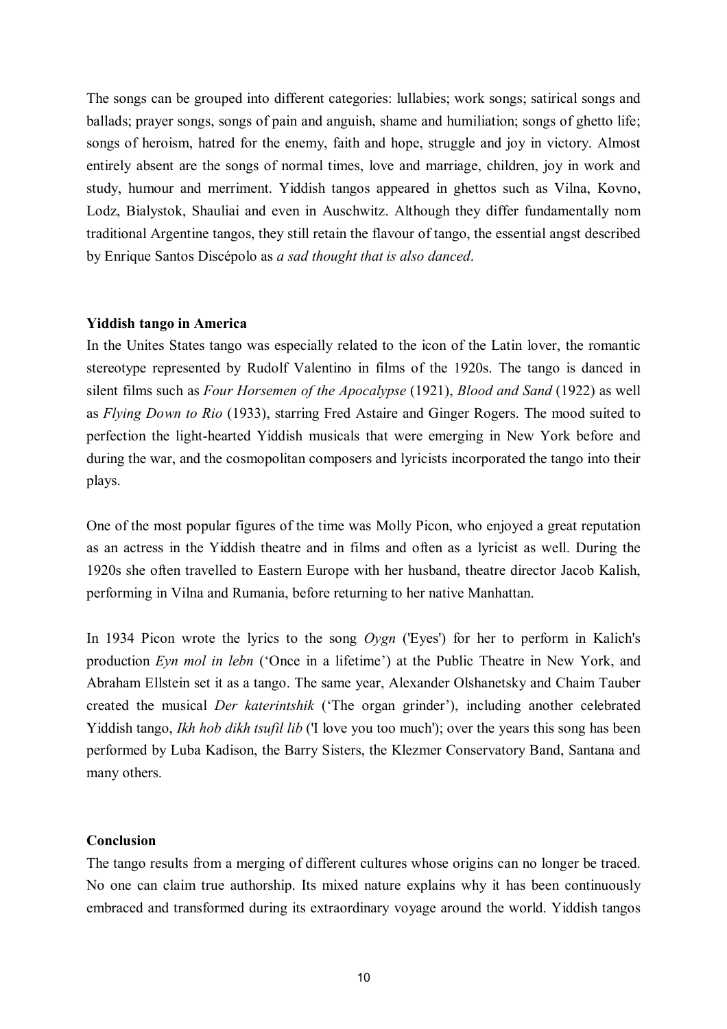The songs can be grouped into different categories: lullabies; work songs; satirical songs and ballads; prayer songs, songs of pain and anguish, shame and humiliation; songs of ghetto life; songs of heroism, hatred for the enemy, faith and hope, struggle and joy in victory. Almost entirely absent are the songs of normal times, love and marriage, children, joy in work and study, humour and merriment. Yiddish tangos appeared in ghettos such as Vilna, Kovno, Lodz, Bialystok, Shauliai and even in Auschwitz. Although they differ fundamentally nom traditional Argentine tangos, they still retain the flavour of tango, the essential angst described by Enrique Santos Discépolo as *a sad thought that is also danced*.

**Yiddish tango in America**

In the Unites States tango was especially related to the icon of the Latin lover, the romantic stereotype represented by Rudolf Valentino in films of the 1920s. The tango is danced in silent films such as *Four Horsemen of the Apocalypse* (1921), *Blood and Sand* (1922) as well as *Flying Down to Rio* (1933), starring Fred Astaire and Ginger Rogers. The mood suited to perfection the light-hearted Yiddish musicals that were emerging in New York before and during the war, and the cosmopolitan composers and lyricists incorporated the tango into their plays.

One of the most popular figures of the time was Molly Picon, who enjoyed a great reputation as an actress in the Yiddish theatre and in films and often as a lyricist as well. During the 1920s she often travelled to Eastern Europe with her husband, theatre director Jacob Kalish, performing in Vilna and Rumania, before returning to her native Manhattan.

In 1934 Picon wrote the lyrics to the song *Oygn* ('Eyes') for her to perform in Kalich's production *Eyn mol in lebn* ('Once in a lifetime') at the Public Theatre in New York, and Abraham Ellstein set it as a tango. The same year, Alexander Olshanetsky and Chaim Tauber created the musical *Der katerintshik* ('The organ grinder'), including another celebrated Yiddish tango, *Ikh hob dikh tsufil lib* ('I love you too much'); over the years this song has been performed by Luba Kadison, the Barry Sisters, the Klezmer Conservatory Band, Santana and many others.

**Conclusion**

The tango results from a merging of different cultures whose origins can no longer be traced. No one can claim true authorship. Its mixed nature explains why it has been continuously embraced and transformed during its extraordinary voyage around the world. Yiddish tangos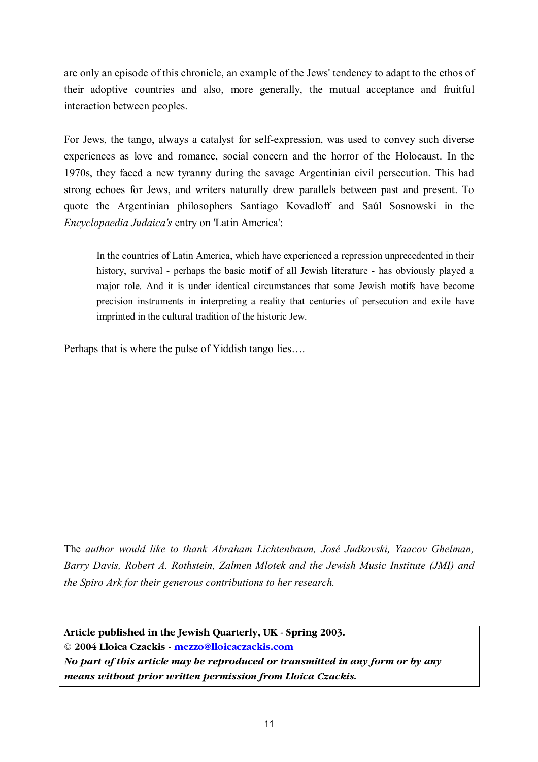are only an episode of this chronicle, an example of the Jews' tendency to adapt to the ethos of their adoptive countries and also, more generally, the mutual acceptance and fruitful interaction between peoples.

For Jews, the tango, always a catalyst for self-expression, was used to convey such diverse experiences as love and romance, social concern and the horror of the Holocaust. In the 1970s, they faced a new tyranny during the savage Argentinian civil persecution. This had strong echoes for Jews, and writers naturally drew parallels between past and present. To quote the Argentinian philosophers Santiago Kovadloff and Saúl Sosnowski in the *Encyclopaedia Judaica's* entry on 'Latin America':

> In the countries of Latin America, which have experienced a repression unprecedented in their history, survival - perhaps the basic motif of all Jewish literature - has obviously played a major role. And it is under identical circumstances that some Jewish motifs have become precision instruments in interpreting a reality that centuries of persecution and exile have imprinted in the cultural tradition of the historic Jew.

Perhaps that is where the pulse of Yiddish tango lies….

The *author would like to thank Abraham Lichtenbaum, José Judkovski, Yaacov Ghelman, Barry Davis, Robert A. Rothstein, Zalmen Mlotek and the Jewish Music Institute (JMI) and the Spiro Ark for their generous contributions to her research.*

**Article published in the Jewish Quarterly, UK - Spring 2003.**
**© 2004 Lloica Czackis - mezzo@lloicaczackis.com**
***No part of this article may be reproduced or transmitted in any form or by any means without prior written permission from Lloica Czackis.***